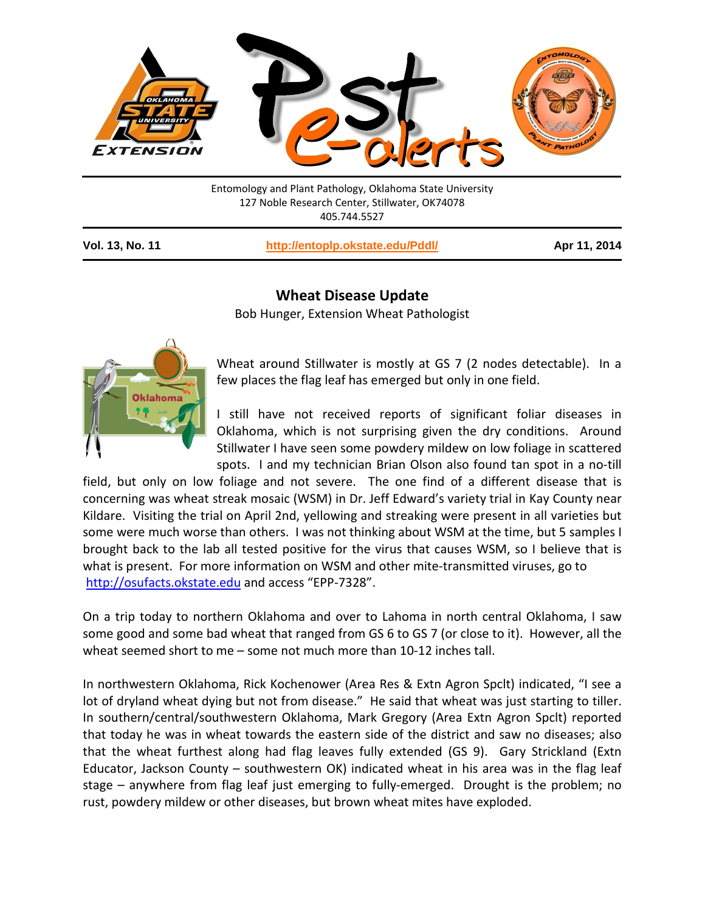Entomology and Plant Pathology, Oklahoma State University
127 Noble Research Center, Stillwater, OK74078
405.744.5527

**Vol. 13, No. 11** | **http://entoplp.okstate.edu/Pddl/** | **Apr 11, 2014**

## Wheat Disease Update

Bob Hunger, Extension Wheat Pathologist

Wheat around Stillwater is mostly at GS 7 (2 nodes detectable). In a few places the flag leaf has emerged but only in one field.

I still have not received reports of significant foliar diseases in Oklahoma, which is not surprising given the dry conditions. Around Stillwater I have seen some powdery mildew on low foliage in scattered spots. I and my technician Brian Olson also found tan spot in a no-till field, but only on low foliage and not severe. The one find of a different disease that is concerning was wheat streak mosaic (WSM) in Dr. Jeff Edward's variety trial in Kay County near Kildare. Visiting the trial on April 2nd, yellowing and streaking were present in all varieties but some were much worse than others. I was not thinking about WSM at the time, but 5 samples I brought back to the lab all tested positive for the virus that causes WSM, so I believe that is what is present. For more information on WSM and other mite-transmitted viruses, go to http://osufacts.okstate.edu and access "EPP-7328".

On a trip today to northern Oklahoma and over to Lahoma in north central Oklahoma, I saw some good and some bad wheat that ranged from GS 6 to GS 7 (or close to it). However, all the wheat seemed short to me – some not much more than 10-12 inches tall.

In northwestern Oklahoma, Rick Kochenower (Area Res & Extn Agron Spclt) indicated, "I see a lot of dryland wheat dying but not from disease." He said that wheat was just starting to tiller. In southern/central/southwestern Oklahoma, Mark Gregory (Area Extn Agron Spclt) reported that today he was in wheat towards the eastern side of the district and saw no diseases; also that the wheat furthest along had flag leaves fully extended (GS 9). Gary Strickland (Extn Educator, Jackson County – southwestern OK) indicated wheat in his area was in the flag leaf stage – anywhere from flag leaf just emerging to fully-emerged. Drought is the problem; no rust, powdery mildew or other diseases, but brown wheat mites have exploded.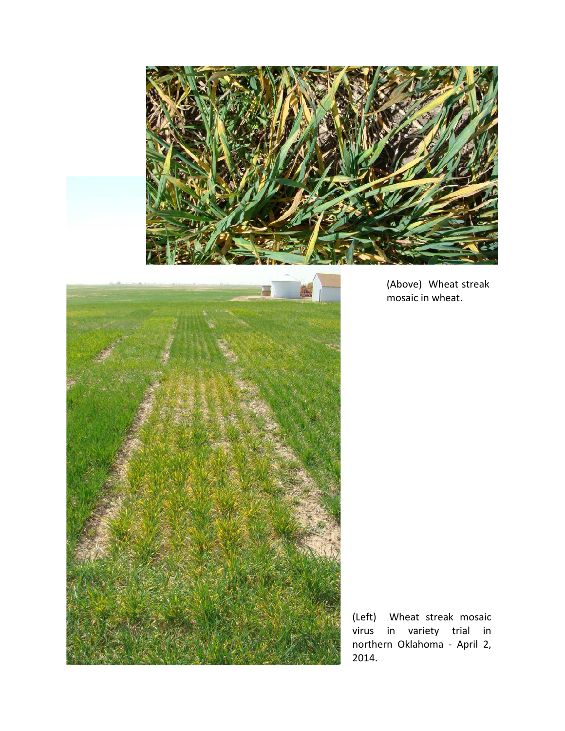(Above) Wheat streak mosaic in wheat.

(Left) Wheat streak mosaic virus in variety trial in northern Oklahoma - April 2, 2014.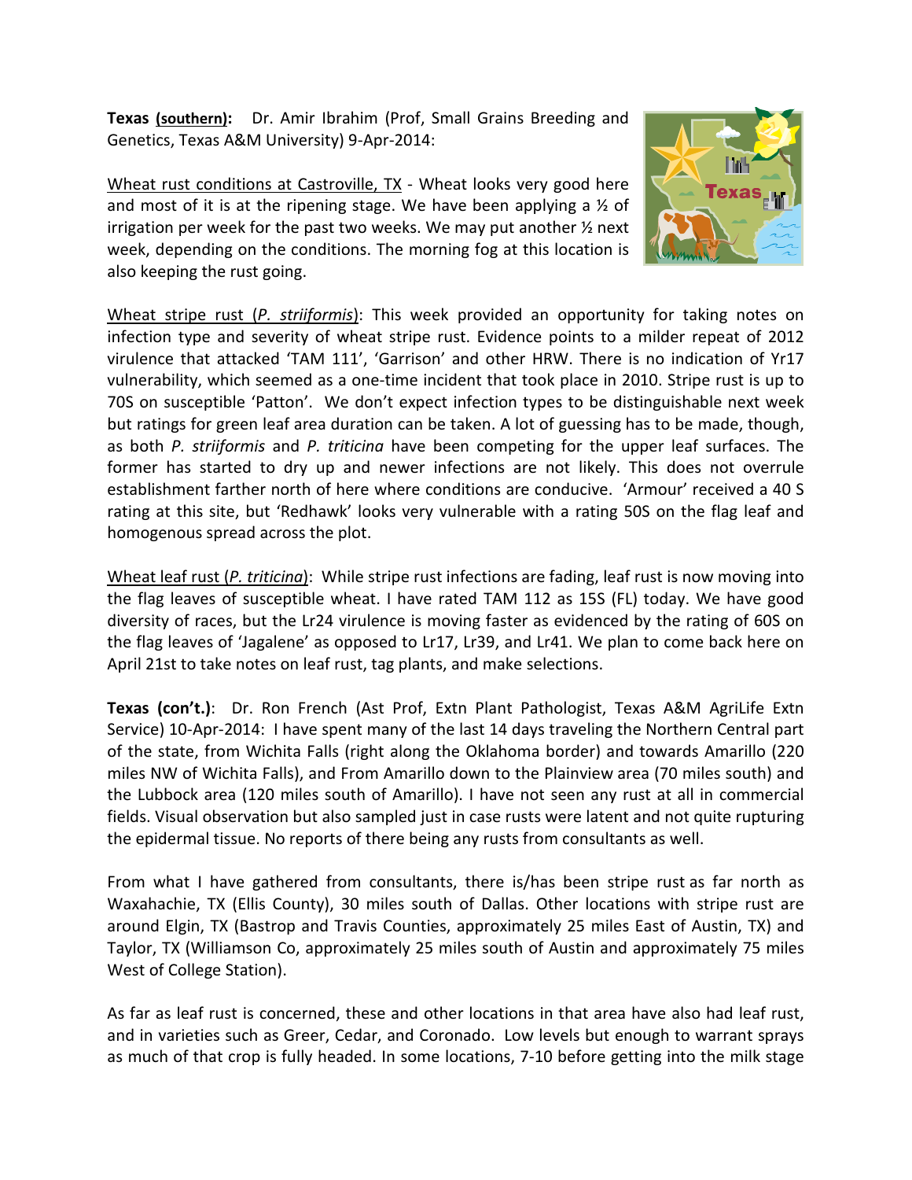**Texas (southern):** Dr. Amir Ibrahim (Prof, Small Grains Breeding and Genetics, Texas A&M University) 9-Apr-2014:

Wheat rust conditions at Castroville, TX - Wheat looks very good here and most of it is at the ripening stage. We have been applying a ½ of irrigation per week for the past two weeks. We may put another ½ next week, depending on the conditions. The morning fog at this location is also keeping the rust going.

Wheat stripe rust (*P. striiformis*): This week provided an opportunity for taking notes on infection type and severity of wheat stripe rust. Evidence points to a milder repeat of 2012 virulence that attacked 'TAM 111', 'Garrison' and other HRW. There is no indication of Yr17 vulnerability, which seemed as a one-time incident that took place in 2010. Stripe rust is up to 70S on susceptible 'Patton'. We don't expect infection types to be distinguishable next week but ratings for green leaf area duration can be taken. A lot of guessing has to be made, though, as both *P. striiformis* and *P. triticina* have been competing for the upper leaf surfaces. The former has started to dry up and newer infections are not likely. This does not overrule establishment farther north of here where conditions are conducive. 'Armour' received a 40 S rating at this site, but 'Redhawk' looks very vulnerable with a rating 50S on the flag leaf and homogenous spread across the plot.

Wheat leaf rust (*P. triticina*): While stripe rust infections are fading, leaf rust is now moving into the flag leaves of susceptible wheat. I have rated TAM 112 as 15S (FL) today. We have good diversity of races, but the Lr24 virulence is moving faster as evidenced by the rating of 60S on the flag leaves of 'Jagalene' as opposed to Lr17, Lr39, and Lr41. We plan to come back here on April 21st to take notes on leaf rust, tag plants, and make selections.

**Texas (con't.)**: Dr. Ron French (Ast Prof, Extn Plant Pathologist, Texas A&M AgriLife Extn Service) 10-Apr-2014: I have spent many of the last 14 days traveling the Northern Central part of the state, from Wichita Falls (right along the Oklahoma border) and towards Amarillo (220 miles NW of Wichita Falls), and From Amarillo down to the Plainview area (70 miles south) and the Lubbock area (120 miles south of Amarillo). I have not seen any rust at all in commercial fields. Visual observation but also sampled just in case rusts were latent and not quite rupturing the epidermal tissue. No reports of there being any rusts from consultants as well.

From what I have gathered from consultants, there is/has been stripe rust as far north as Waxahachie, TX (Ellis County), 30 miles south of Dallas. Other locations with stripe rust are around Elgin, TX (Bastrop and Travis Counties, approximately 25 miles East of Austin, TX) and Taylor, TX (Williamson Co, approximately 25 miles south of Austin and approximately 75 miles West of College Station).

As far as leaf rust is concerned, these and other locations in that area have also had leaf rust, and in varieties such as Greer, Cedar, and Coronado. Low levels but enough to warrant sprays as much of that crop is fully headed. In some locations, 7-10 before getting into the milk stage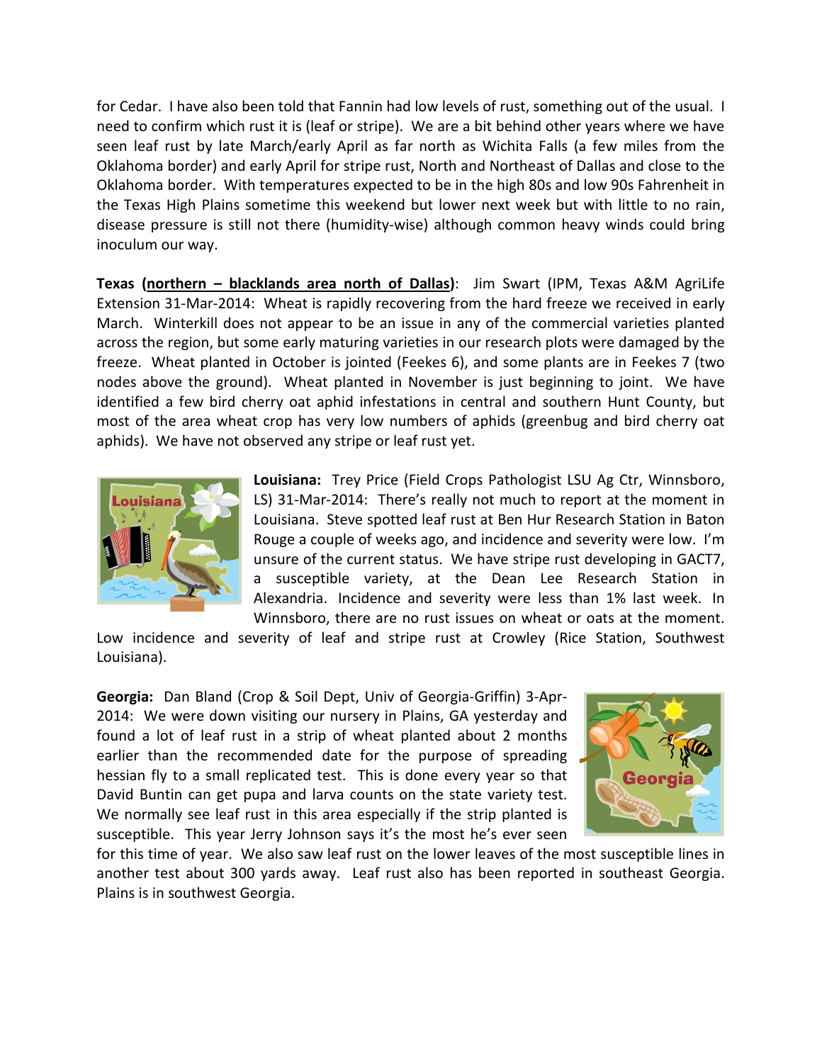for Cedar. I have also been told that Fannin had low levels of rust, something out of the usual. I need to confirm which rust it is (leaf or stripe). We are a bit behind other years where we have seen leaf rust by late March/early April as far north as Wichita Falls (a few miles from the Oklahoma border) and early April for stripe rust, North and Northeast of Dallas and close to the Oklahoma border. With temperatures expected to be in the high 80s and low 90s Fahrenheit in the Texas High Plains sometime this weekend but lower next week but with little to no rain, disease pressure is still not there (humidity-wise) although common heavy winds could bring inoculum our way.

**Texas (<u>northern – blacklands area north of Dallas</u>)**: Jim Swart (IPM, Texas A&M AgriLife Extension 31-Mar-2014: Wheat is rapidly recovering from the hard freeze we received in early March. Winterkill does not appear to be an issue in any of the commercial varieties planted across the region, but some early maturing varieties in our research plots were damaged by the freeze. Wheat planted in October is jointed (Feekes 6), and some plants are in Feekes 7 (two nodes above the ground). Wheat planted in November is just beginning to joint. We have identified a few bird cherry oat aphid infestations in central and southern Hunt County, but most of the area wheat crop has very low numbers of aphids (greenbug and bird cherry oat aphids). We have not observed any stripe or leaf rust yet.

**Louisiana:** Trey Price (Field Crops Pathologist LSU Ag Ctr, Winnsboro, LS) 31-Mar-2014: There's really not much to report at the moment in Louisiana. Steve spotted leaf rust at Ben Hur Research Station in Baton Rouge a couple of weeks ago, and incidence and severity were low. I'm unsure of the current status. We have stripe rust developing in GACT7, a susceptible variety, at the Dean Lee Research Station in Alexandria. Incidence and severity were less than 1% last week. In Winnsboro, there are no rust issues on wheat or oats at the moment. Low incidence and severity of leaf and stripe rust at Crowley (Rice Station, Southwest Louisiana).

**Georgia:** Dan Bland (Crop & Soil Dept, Univ of Georgia-Griffin) 3-Apr-2014: We were down visiting our nursery in Plains, GA yesterday and found a lot of leaf rust in a strip of wheat planted about 2 months earlier than the recommended date for the purpose of spreading hessian fly to a small replicated test. This is done every year so that David Buntin can get pupa and larva counts on the state variety test. We normally see leaf rust in this area especially if the strip planted is susceptible. This year Jerry Johnson says it's the most he's ever seen for this time of year. We also saw leaf rust on the lower leaves of the most susceptible lines in another test about 300 yards away. Leaf rust also has been reported in southeast Georgia. Plains is in southwest Georgia.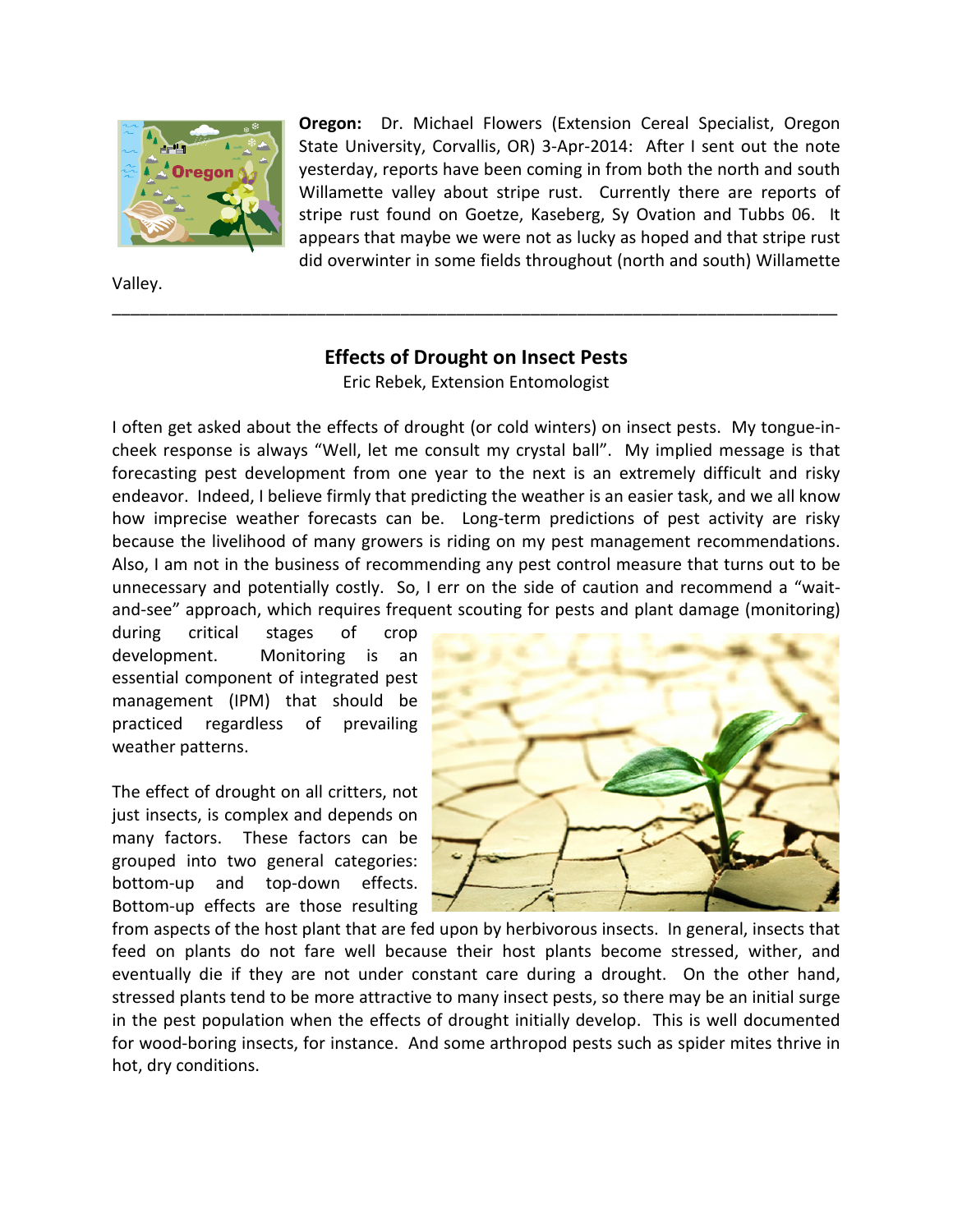**Oregon:** Dr. Michael Flowers (Extension Cereal Specialist, Oregon State University, Corvallis, OR) 3-Apr-2014: After I sent out the note yesterday, reports have been coming in from both the north and south Willamette valley about stripe rust. Currently there are reports of stripe rust found on Goetze, Kaseberg, Sy Ovation and Tubbs 06. It appears that maybe we were not as lucky as hoped and that stripe rust did overwinter in some fields throughout (north and south) Willamette Valley.

---

## Effects of Drought on Insect Pests

Eric Rebek, Extension Entomologist

I often get asked about the effects of drought (or cold winters) on insect pests. My tongue-in-cheek response is always "Well, let me consult my crystal ball". My implied message is that forecasting pest development from one year to the next is an extremely difficult and risky endeavor. Indeed, I believe firmly that predicting the weather is an easier task, and we all know how imprecise weather forecasts can be. Long-term predictions of pest activity are risky because the livelihood of many growers is riding on my pest management recommendations. Also, I am not in the business of recommending any pest control measure that turns out to be unnecessary and potentially costly. So, I err on the side of caution and recommend a "wait-and-see" approach, which requires frequent scouting for pests and plant damage (monitoring) during critical stages of crop development. Monitoring is an essential component of integrated pest management (IPM) that should be practiced regardless of prevailing weather patterns.

The effect of drought on all critters, not just insects, is complex and depends on many factors. These factors can be grouped into two general categories: bottom-up and top-down effects. Bottom-up effects are those resulting from aspects of the host plant that are fed upon by herbivorous insects. In general, insects that feed on plants do not fare well because their host plants become stressed, wither, and eventually die if they are not under constant care during a drought. On the other hand, stressed plants tend to be more attractive to many insect pests, so there may be an initial surge in the pest population when the effects of drought initially develop. This is well documented for wood-boring insects, for instance. And some arthropod pests such as spider mites thrive in hot, dry conditions.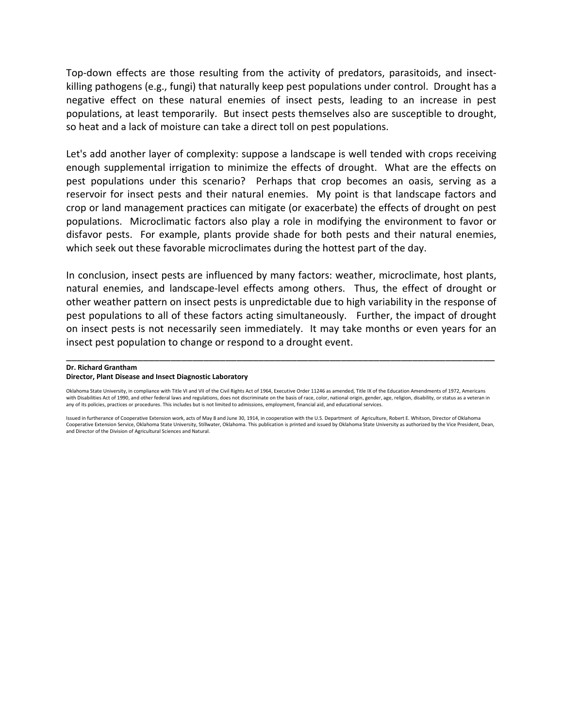Top-down effects are those resulting from the activity of predators, parasitoids, and insect-killing pathogens (e.g., fungi) that naturally keep pest populations under control. Drought has a negative effect on these natural enemies of insect pests, leading to an increase in pest populations, at least temporarily. But insect pests themselves also are susceptible to drought, so heat and a lack of moisture can take a direct toll on pest populations.

Let's add another layer of complexity: suppose a landscape is well tended with crops receiving enough supplemental irrigation to minimize the effects of drought. What are the effects on pest populations under this scenario? Perhaps that crop becomes an oasis, serving as a reservoir for insect pests and their natural enemies. My point is that landscape factors and crop or land management practices can mitigate (or exacerbate) the effects of drought on pest populations. Microclimatic factors also play a role in modifying the environment to favor or disfavor pests. For example, plants provide shade for both pests and their natural enemies, which seek out these favorable microclimates during the hottest part of the day.

In conclusion, insect pests are influenced by many factors: weather, microclimate, host plants, natural enemies, and landscape-level effects among others. Thus, the effect of drought or other weather pattern on insect pests is unpredictable due to high variability in the response of pest populations to all of these factors acting simultaneously. Further, the impact of drought on insect pests is not necessarily seen immediately. It may take months or even years for an insect pest population to change or respond to a drought event.

---

**Dr. Richard Grantham**
**Director, Plant Disease and Insect Diagnostic Laboratory**

Oklahoma State University, in compliance with Title VI and VII of the Civil Rights Act of 1964, Executive Order 11246 as amended, Title IX of the Education Amendments of 1972, Americans with Disabilities Act of 1990, and other federal laws and regulations, does not discriminate on the basis of race, color, national origin, gender, age, religion, disability, or status as a veteran in any of its policies, practices or procedures. This includes but is not limited to admissions, employment, financial aid, and educational services.

Issued in furtherance of Cooperative Extension work, acts of May 8 and June 30, 1914, in cooperation with the U.S. Department of Agriculture, Robert E. Whitson, Director of Oklahoma Cooperative Extension Service, Oklahoma State University, Stillwater, Oklahoma. This publication is printed and issued by Oklahoma State University as authorized by the Vice President, Dean, and Director of the Division of Agricultural Sciences and Natural.